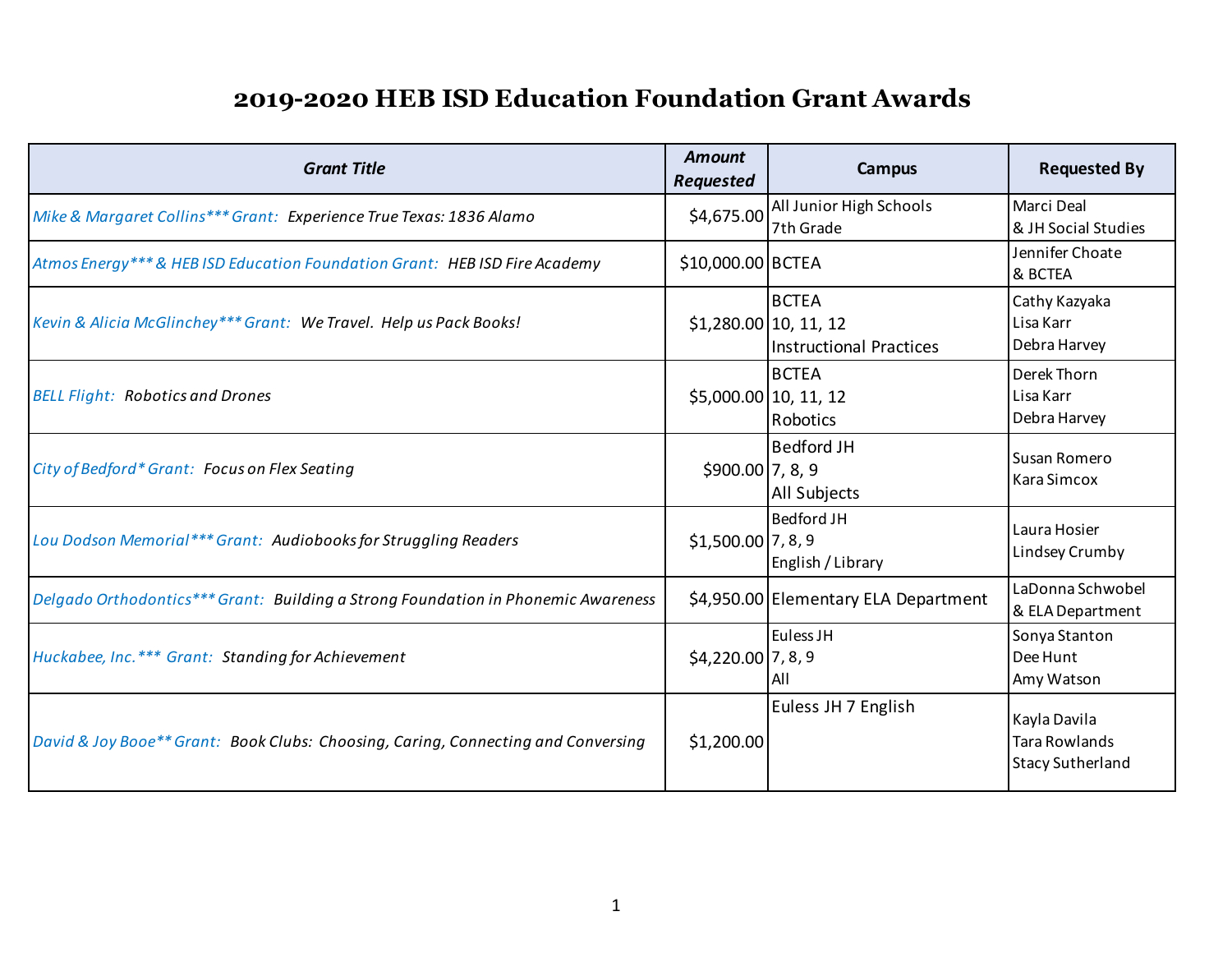# 2019-2020 HEB ISD Education Foundation Grant Awards

| *Grant Title* | *Amount Requested* | Campus | Requested By |
|---|---|---|---|
| *Mike & Margaret Collins*** Grant: Experience True Texas: 1836 Alamo* | $4,675.00 | All Junior High Schools<br>7th Grade | Marci Deal<br>& JH Social Studies |
| *Atmos Energy*** & HEB ISD Education Foundation Grant: HEB ISD Fire Academy* | $10,000.00 | BCTEA | Jennifer Choate<br>& BCTEA |
| *Kevin & Alicia McGlinchey*** Grant: We Travel. Help us Pack Books!* | $1,280.00 | BCTEA<br>10, 11, 12<br>Instructional Practices | Cathy Kazyaka<br>Lisa Karr<br>Debra Harvey |
| *BELL Flight: Robotics and Drones* | $5,000.00 | BCTEA<br>10, 11, 12<br>Robotics | Derek Thorn<br>Lisa Karr<br>Debra Harvey |
| *City of Bedford* Grant: Focus on Flex Seating* | $900.00 | Bedford JH<br>7, 8, 9<br>All Subjects | Susan Romero<br>Kara Simcox |
| *Lou Dodson Memorial*** Grant: Audiobooks for Struggling Readers* | $1,500.00 | Bedford JH<br>7, 8, 9<br>English / Library | Laura Hosier<br>Lindsey Crumby |
| *Delgado Orthodontics*** Grant: Building a Strong Foundation in Phonemic Awareness* | $4,950.00 | Elementary ELA Department | LaDonna Schwobel<br>& ELA Department |
| *Huckabee, Inc.*** Grant: Standing for Achievement* | $4,220.00 | Euless JH<br>7, 8, 9<br>All | Sonya Stanton<br>Dee Hunt<br>Amy Watson |
| *David & Joy Booe** Grant: Book Clubs: Choosing, Caring, Connecting and Conversing* | $1,200.00 | Euless JH 7 English | Kayla Davila<br>Tara Rowlands<br>Stacy Sutherland |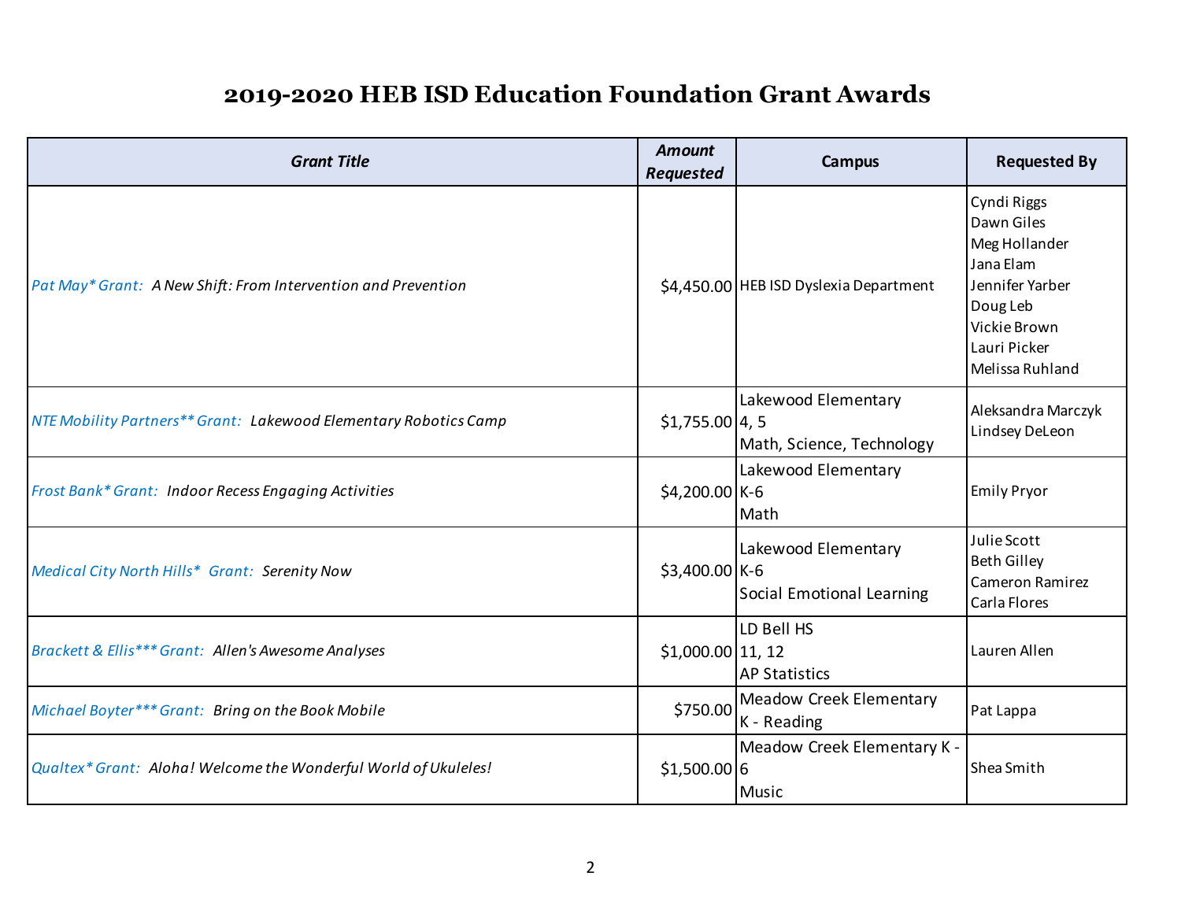# 2019-2020 HEB ISD Education Foundation Grant Awards

| *Grant Title* | *Amount Requested* | Campus | Requested By |
|---|---|---|---|
| *Pat May* Grant: A New Shift: From Intervention and Prevention* | $4,450.00 | HEB ISD Dyslexia Department | Cyndi Riggs<br>Dawn Giles<br>Meg Hollander<br>Jana Elam<br>Jennifer Yarber<br>Doug Leb<br>Vickie Brown<br>Lauri Picker<br>Melissa Ruhland |
| *NTE Mobility Partners** Grant: Lakewood Elementary Robotics Camp* | $1,755.00 | Lakewood Elementary<br>4, 5<br>Math, Science, Technology | Aleksandra Marczyk<br>Lindsey DeLeon |
| *Frost Bank* Grant: Indoor Recess Engaging Activities* | $4,200.00 | Lakewood Elementary<br>K-6<br>Math | Emily Pryor |
| *Medical City North Hills* Grant: Serenity Now* | $3,400.00 | Lakewood Elementary<br>K-6<br>Social Emotional Learning | Julie Scott<br>Beth Gilley<br>Cameron Ramirez<br>Carla Flores |
| *Brackett & Ellis*** Grant: Allen's Awesome Analyses* | $1,000.00 | LD Bell HS<br>11, 12<br>AP Statistics | Lauren Allen |
| *Michael Boyter*** Grant: Bring on the Book Mobile* | $750.00 | Meadow Creek Elementary<br>K - Reading | Pat Lappa |
| *Qualtex* Grant: Aloha! Welcome the Wonderful World of Ukuleles!* | $1,500.00 | Meadow Creek Elementary K - 6<br>Music | Shea Smith |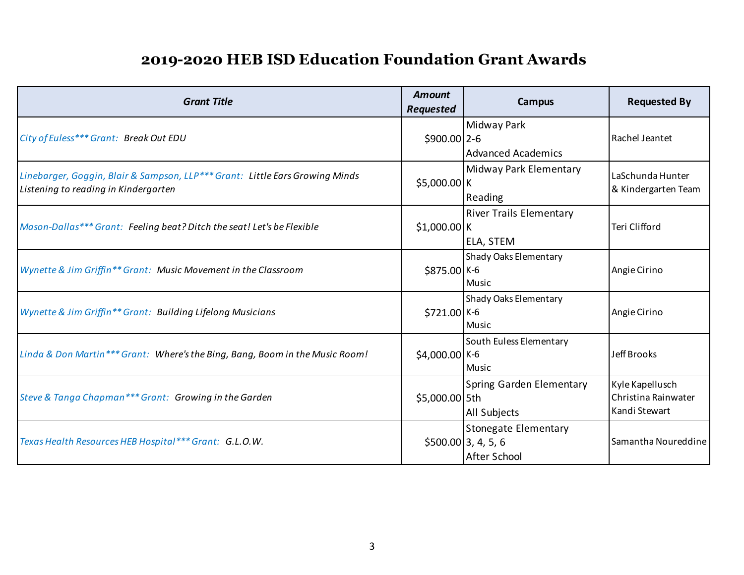# 2019-2020 HEB ISD Education Foundation Grant Awards

| Grant Title | Amount Requested | Campus | Requested By |
|---|---|---|---|
| *City of Euless*** Grant: Break Out EDU* | $900.00 | Midway Park<br>2-6<br>Advanced Academics | Rachel Jeantet |
| *Linebarger, Goggin, Blair & Sampson, LLP*** Grant: Little Ears Growing Minds Listening to reading in Kindergarten* | $5,000.00 | Midway Park Elementary<br>K<br>Reading | LaSchunda Hunter<br>& Kindergarten Team |
| *Mason-Dallas*** Grant: Feeling beat? Ditch the seat! Let's be Flexible* | $1,000.00 | River Trails Elementary<br>K<br>ELA, STEM | Teri Clifford |
| *Wynette & Jim Griffin** Grant: Music Movement in the Classroom* | $875.00 | Shady Oaks Elementary<br>K-6<br>Music | Angie Cirino |
| *Wynette & Jim Griffin** Grant: Building Lifelong Musicians* | $721.00 | Shady Oaks Elementary<br>K-6<br>Music | Angie Cirino |
| *Linda & Don Martin*** Grant: Where's the Bing, Bang, Boom in the Music Room!* | $4,000.00 | South Euless Elementary<br>K-6<br>Music | Jeff Brooks |
| *Steve & Tanga Chapman*** Grant: Growing in the Garden* | $5,000.00 | Spring Garden Elementary<br>5th<br>All Subjects | Kyle Kapellusch<br>Christina Rainwater<br>Kandi Stewart |
| *Texas Health Resources HEB Hospital*** Grant: G.L.O.W.* | $500.00 | Stonegate Elementary<br>3, 4, 5, 6<br>After School | Samantha Noureddine |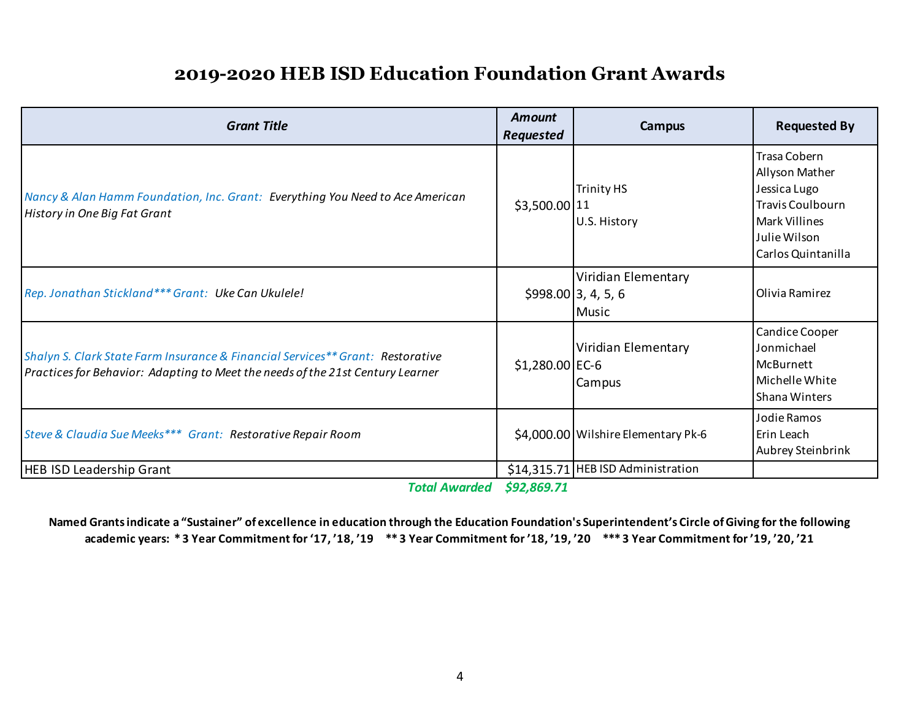# 2019-2020 HEB ISD Education Foundation Grant Awards

| *Grant Title* | *Amount Requested* | Campus | Requested By |
|---|---|---|---|
| *Nancy & Alan Hamm Foundation, Inc. Grant: Everything You Need to Ace American History in One Big Fat Grant* | $3,500.00 | Trinity HS<br>11<br>U.S. History | Trasa Cobern<br>Allyson Mather<br>Jessica Lugo<br>Travis Coulbourn<br>Mark Villines<br>Julie Wilson<br>Carlos Quintanilla |
| *Rep. Jonathan Stickland*** Grant: Uke Can Ukulele!* | $998.00 | Viridian Elementary<br>3, 4, 5, 6<br>Music | Olivia Ramirez |
| *Shalyn S. Clark State Farm Insurance & Financial Services** Grant: Restorative Practices for Behavior: Adapting to Meet the needs of the 21st Century Learner* | $1,280.00 | Viridian Elementary<br>EC-6<br>Campus | Candice Cooper<br>Jonmichael McBurnett<br>Michelle White<br>Shana Winters |
| *Steve & Claudia Sue Meeks*** Grant: Restorative Repair Room* | $4,000.00 | Wilshire Elementary Pk-6 | Jodie Ramos<br>Erin Leach<br>Aubrey Steinbrink |
| HEB ISD Leadership Grant | $14,315.71 | HEB ISD Administration | |
| ***Total Awarded*** | ***$92,869.71*** | | |

**Named Grants indicate a "Sustainer" of excellence in education through the Education Foundation's Superintendent's Circle of Giving for the following academic years: * 3 Year Commitment for '17, '18, '19 ** 3 Year Commitment for '18, '19, '20 *** 3 Year Commitment for '19, '20, '21**